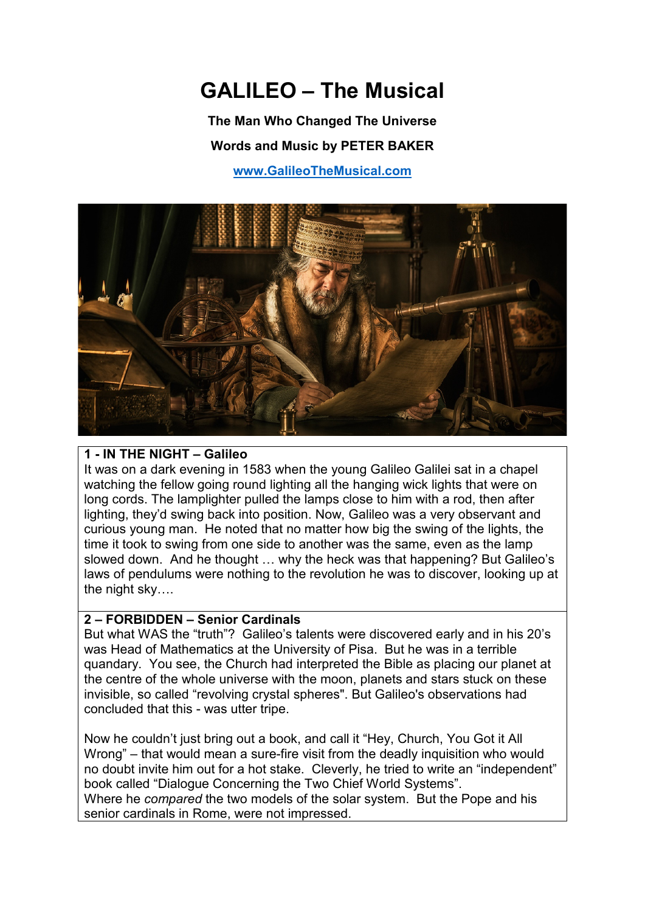# GALILEO – The Musical

**The Man Who Changed The Universe**

**Words and Music by PETER BAKER**

**www.GalileoTheMusical.com**

**1 - IN THE NIGHT – Galileo**

It was on a dark evening in 1583 when the young Galileo Galilei sat in a chapel watching the fellow going round lighting all the hanging wick lights that were on long cords. The lamplighter pulled the lamps close to him with a rod, then after lighting, they'd swing back into position. Now, Galileo was a very observant and curious young man. He noted that no matter how big the swing of the lights, the time it took to swing from one side to another was the same, even as the lamp slowed down. And he thought … why the heck was that happening? But Galileo's laws of pendulums were nothing to the revolution he was to discover, looking up at the night sky….

**2 – FORBIDDEN – Senior Cardinals**

But what WAS the "truth"? Galileo's talents were discovered early and in his 20's was Head of Mathematics at the University of Pisa. But he was in a terrible quandary. You see, the Church had interpreted the Bible as placing our planet at the centre of the whole universe with the moon, planets and stars stuck on these invisible, so called "revolving crystal spheres". But Galileo's observations had concluded that this - was utter tripe.

Now he couldn't just bring out a book, and call it "Hey, Church, You Got it All Wrong" – that would mean a sure-fire visit from the deadly inquisition who would no doubt invite him out for a hot stake. Cleverly, he tried to write an "independent" book called "Dialogue Concerning the Two Chief World Systems".
Where he *compared* the two models of the solar system. But the Pope and his senior cardinals in Rome, were not impressed.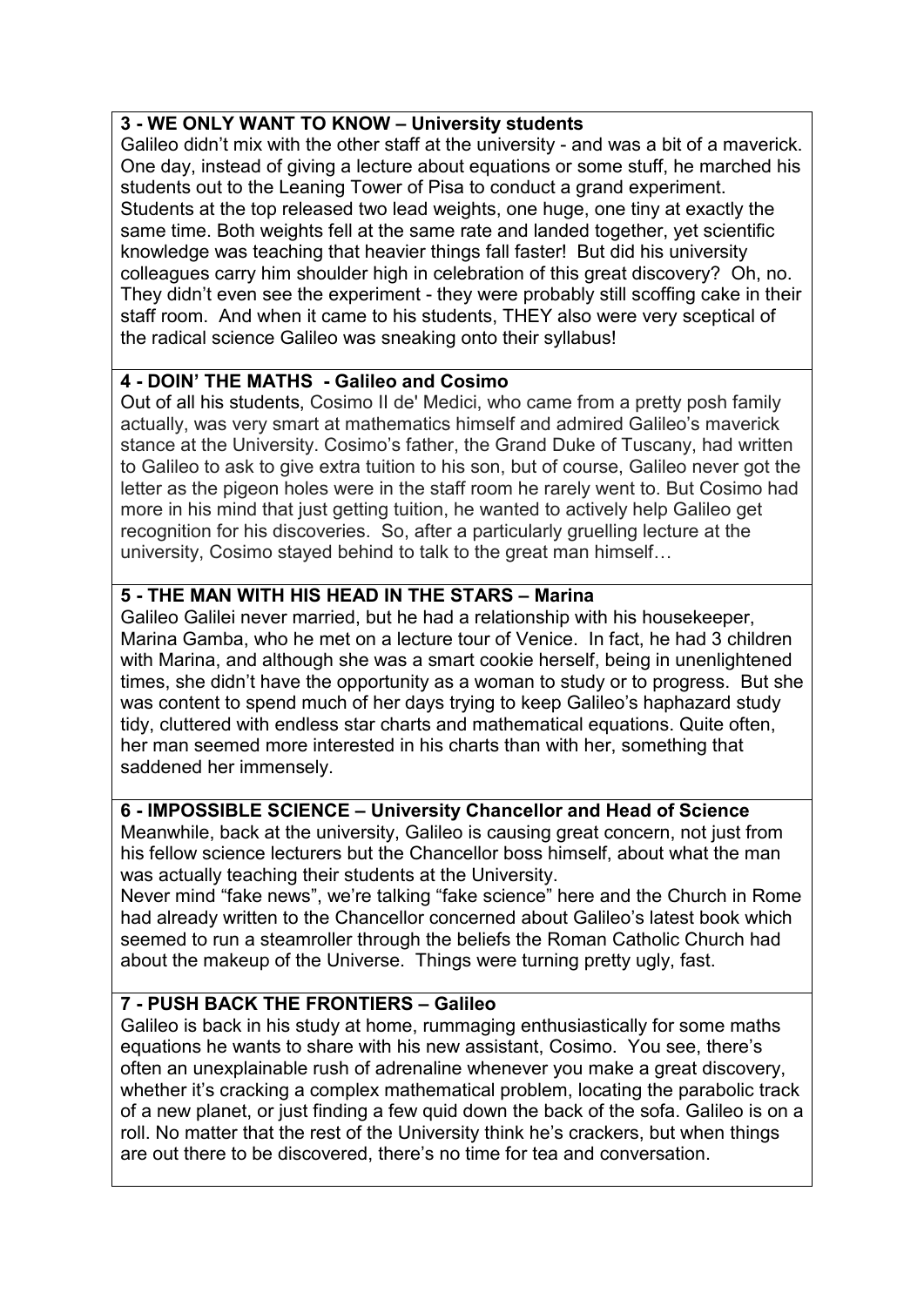**3 - WE ONLY WANT TO KNOW – University students**

Galileo didn't mix with the other staff at the university - and was a bit of a maverick. One day, instead of giving a lecture about equations or some stuff, he marched his students out to the Leaning Tower of Pisa to conduct a grand experiment. Students at the top released two lead weights, one huge, one tiny at exactly the same time. Both weights fell at the same rate and landed together, yet scientific knowledge was teaching that heavier things fall faster! But did his university colleagues carry him shoulder high in celebration of this great discovery? Oh, no. They didn't even see the experiment - they were probably still scoffing cake in their staff room. And when it came to his students, THEY also were very sceptical of the radical science Galileo was sneaking onto their syllabus!

**4 - DOIN' THE MATHS - Galileo and Cosimo**

Out of all his students, Cosimo II de' Medici, who came from a pretty posh family actually, was very smart at mathematics himself and admired Galileo's maverick stance at the University. Cosimo's father, the Grand Duke of Tuscany, had written to Galileo to ask to give extra tuition to his son, but of course, Galileo never got the letter as the pigeon holes were in the staff room he rarely went to. But Cosimo had more in his mind that just getting tuition, he wanted to actively help Galileo get recognition for his discoveries. So, after a particularly gruelling lecture at the university, Cosimo stayed behind to talk to the great man himself…

**5 - THE MAN WITH HIS HEAD IN THE STARS – Marina**

Galileo Galilei never married, but he had a relationship with his housekeeper, Marina Gamba, who he met on a lecture tour of Venice. In fact, he had 3 children with Marina, and although she was a smart cookie herself, being in unenlightened times, she didn't have the opportunity as a woman to study or to progress. But she was content to spend much of her days trying to keep Galileo's haphazard study tidy, cluttered with endless star charts and mathematical equations. Quite often, her man seemed more interested in his charts than with her, something that saddened her immensely.

**6 - IMPOSSIBLE SCIENCE – University Chancellor and Head of Science**

Meanwhile, back at the university, Galileo is causing great concern, not just from his fellow science lecturers but the Chancellor boss himself, about what the man was actually teaching their students at the University.

Never mind "fake news", we're talking "fake science" here and the Church in Rome had already written to the Chancellor concerned about Galileo's latest book which seemed to run a steamroller through the beliefs the Roman Catholic Church had about the makeup of the Universe. Things were turning pretty ugly, fast.

**7 - PUSH BACK THE FRONTIERS – Galileo**

Galileo is back in his study at home, rummaging enthusiastically for some maths equations he wants to share with his new assistant, Cosimo. You see, there's often an unexplainable rush of adrenaline whenever you make a great discovery, whether it's cracking a complex mathematical problem, locating the parabolic track of a new planet, or just finding a few quid down the back of the sofa. Galileo is on a roll. No matter that the rest of the University think he's crackers, but when things are out there to be discovered, there's no time for tea and conversation.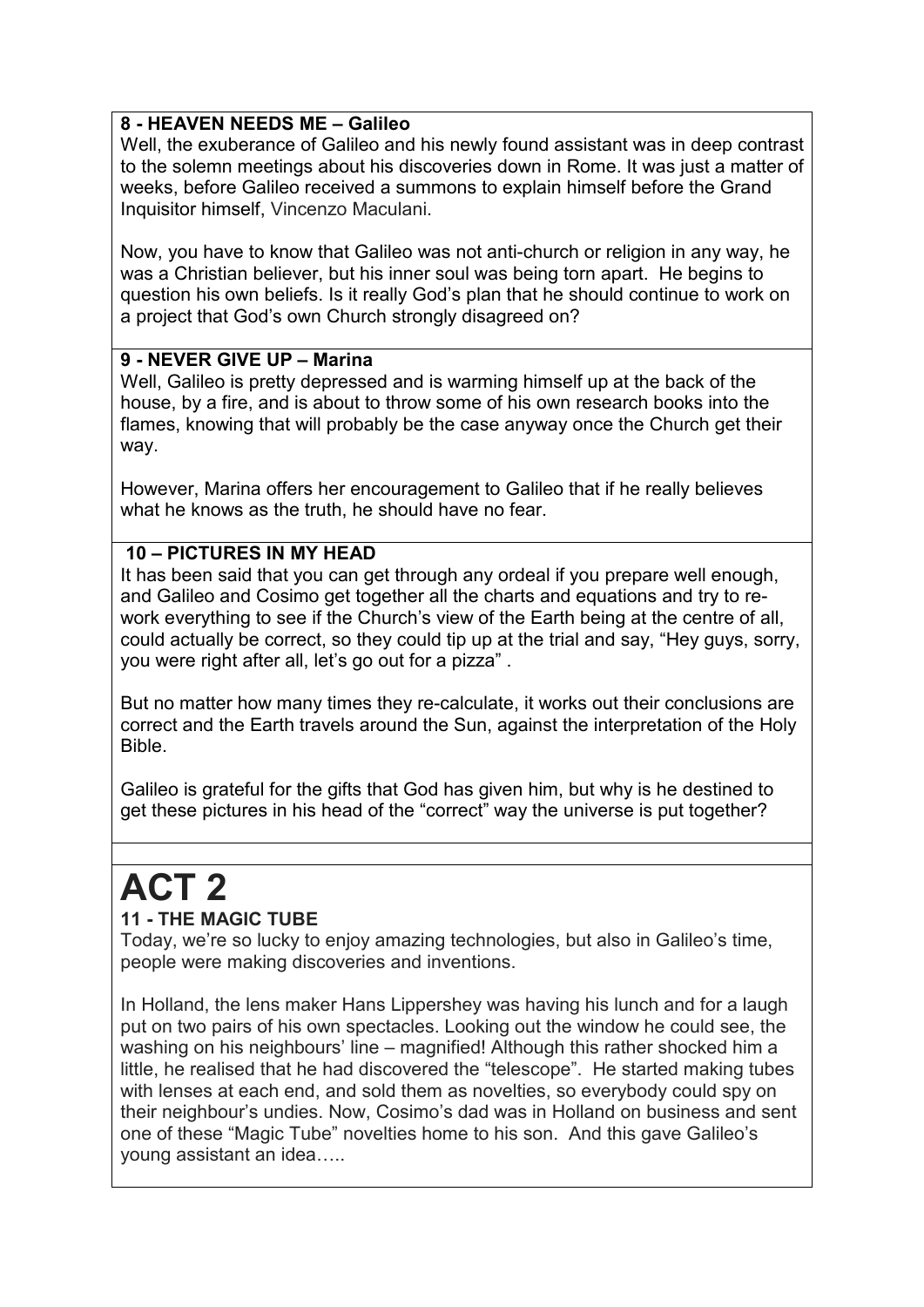**8 - HEAVEN NEEDS ME – Galileo**

Well, the exuberance of Galileo and his newly found assistant was in deep contrast to the solemn meetings about his discoveries down in Rome. It was just a matter of weeks, before Galileo received a summons to explain himself before the Grand Inquisitor himself, Vincenzo Maculani.

Now, you have to know that Galileo was not anti-church or religion in any way, he was a Christian believer, but his inner soul was being torn apart. He begins to question his own beliefs. Is it really God's plan that he should continue to work on a project that God's own Church strongly disagreed on?

**9 - NEVER GIVE UP – Marina**

Well, Galileo is pretty depressed and is warming himself up at the back of the house, by a fire, and is about to throw some of his own research books into the flames, knowing that will probably be the case anyway once the Church get their way.

However, Marina offers her encouragement to Galileo that if he really believes what he knows as the truth, he should have no fear.

**10 – PICTURES IN MY HEAD**

It has been said that you can get through any ordeal if you prepare well enough, and Galileo and Cosimo get together all the charts and equations and try to re-work everything to see if the Church's view of the Earth being at the centre of all, could actually be correct, so they could tip up at the trial and say, "Hey guys, sorry, you were right after all, let's go out for a pizza" .

But no matter how many times they re-calculate, it works out their conclusions are correct and the Earth travels around the Sun, against the interpretation of the Holy Bible.

Galileo is grateful for the gifts that God has given him, but why is he destined to get these pictures in his head of the "correct" way the universe is put together?

# ACT 2

**11 - THE MAGIC TUBE**

Today, we're so lucky to enjoy amazing technologies, but also in Galileo's time, people were making discoveries and inventions.

In Holland, the lens maker Hans Lippershey was having his lunch and for a laugh put on two pairs of his own spectacles. Looking out the window he could see, the washing on his neighbours' line – magnified! Although this rather shocked him a little, he realised that he had discovered the "telescope". He started making tubes with lenses at each end, and sold them as novelties, so everybody could spy on their neighbour's undies. Now, Cosimo's dad was in Holland on business and sent one of these "Magic Tube" novelties home to his son. And this gave Galileo's young assistant an idea…..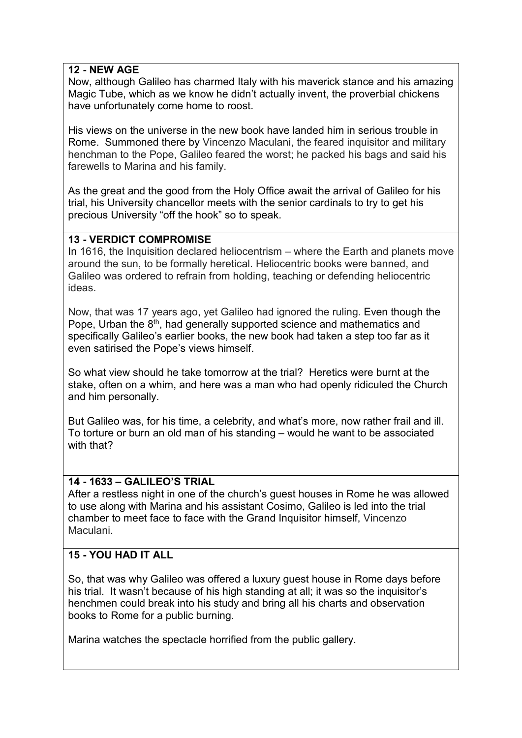## 12 - NEW AGE

Now, although Galileo has charmed Italy with his maverick stance and his amazing Magic Tube, which as we know he didn't actually invent, the proverbial chickens have unfortunately come home to roost.

His views on the universe in the new book have landed him in serious trouble in Rome. Summoned there by Vincenzo Maculani, the feared inquisitor and military henchman to the Pope, Galileo feared the worst; he packed his bags and said his farewells to Marina and his family.

As the great and the good from the Holy Office await the arrival of Galileo for his trial, his University chancellor meets with the senior cardinals to try to get his precious University "off the hook" so to speak.

## 13 - VERDICT COMPROMISE

In 1616, the Inquisition declared heliocentrism – where the Earth and planets move around the sun, to be formally heretical. Heliocentric books were banned, and Galileo was ordered to refrain from holding, teaching or defending heliocentric ideas.

Now, that was 17 years ago, yet Galileo had ignored the ruling. Even though the Pope, Urban the 8th, had generally supported science and mathematics and specifically Galileo's earlier books, the new book had taken a step too far as it even satirised the Pope's views himself.

So what view should he take tomorrow at the trial? Heretics were burnt at the stake, often on a whim, and here was a man who had openly ridiculed the Church and him personally.

But Galileo was, for his time, a celebrity, and what's more, now rather frail and ill. To torture or burn an old man of his standing – would he want to be associated with that?

## 14 - 1633 – GALILEO'S TRIAL

After a restless night in one of the church's guest houses in Rome he was allowed to use along with Marina and his assistant Cosimo, Galileo is led into the trial chamber to meet face to face with the Grand Inquisitor himself, Vincenzo Maculani.

## 15 - YOU HAD IT ALL

So, that was why Galileo was offered a luxury guest house in Rome days before his trial. It wasn't because of his high standing at all; it was so the inquisitor's henchmen could break into his study and bring all his charts and observation books to Rome for a public burning.

Marina watches the spectacle horrified from the public gallery.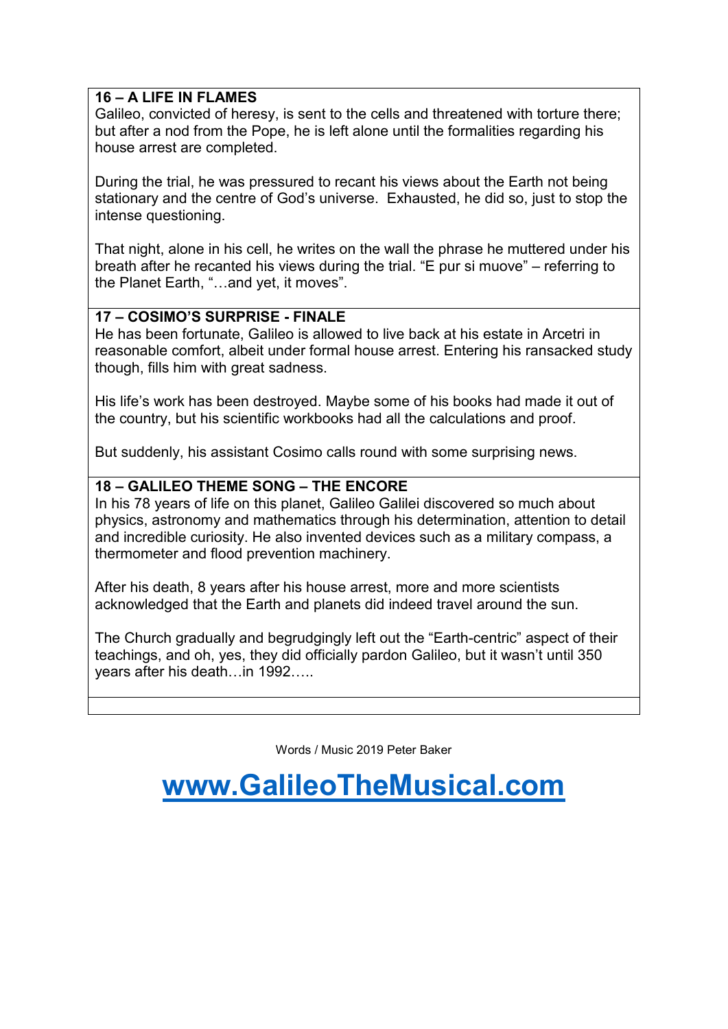**16 – A LIFE IN FLAMES**

Galileo, convicted of heresy, is sent to the cells and threatened with torture there; but after a nod from the Pope, he is left alone until the formalities regarding his house arrest are completed.

During the trial, he was pressured to recant his views about the Earth not being stationary and the centre of God's universe. Exhausted, he did so, just to stop the intense questioning.

That night, alone in his cell, he writes on the wall the phrase he muttered under his breath after he recanted his views during the trial. "E pur si muove" – referring to the Planet Earth, "…and yet, it moves".

**17 – COSIMO'S SURPRISE - FINALE**

He has been fortunate, Galileo is allowed to live back at his estate in Arcetri in reasonable comfort, albeit under formal house arrest. Entering his ransacked study though, fills him with great sadness.

His life's work has been destroyed. Maybe some of his books had made it out of the country, but his scientific workbooks had all the calculations and proof.

But suddenly, his assistant Cosimo calls round with some surprising news.

**18 – GALILEO THEME SONG – THE ENCORE**

In his 78 years of life on this planet, Galileo Galilei discovered so much about physics, astronomy and mathematics through his determination, attention to detail and incredible curiosity. He also invented devices such as a military compass, a thermometer and flood prevention machinery.

After his death, 8 years after his house arrest, more and more scientists acknowledged that the Earth and planets did indeed travel around the sun.

The Church gradually and begrudgingly left out the "Earth-centric" aspect of their teachings, and oh, yes, they did officially pardon Galileo, but it wasn't until 350 years after his death…in 1992…..

Words / Music 2019 Peter Baker

# [www.GalileoTheMusical.com](http://www.GalileoTheMusical.com)